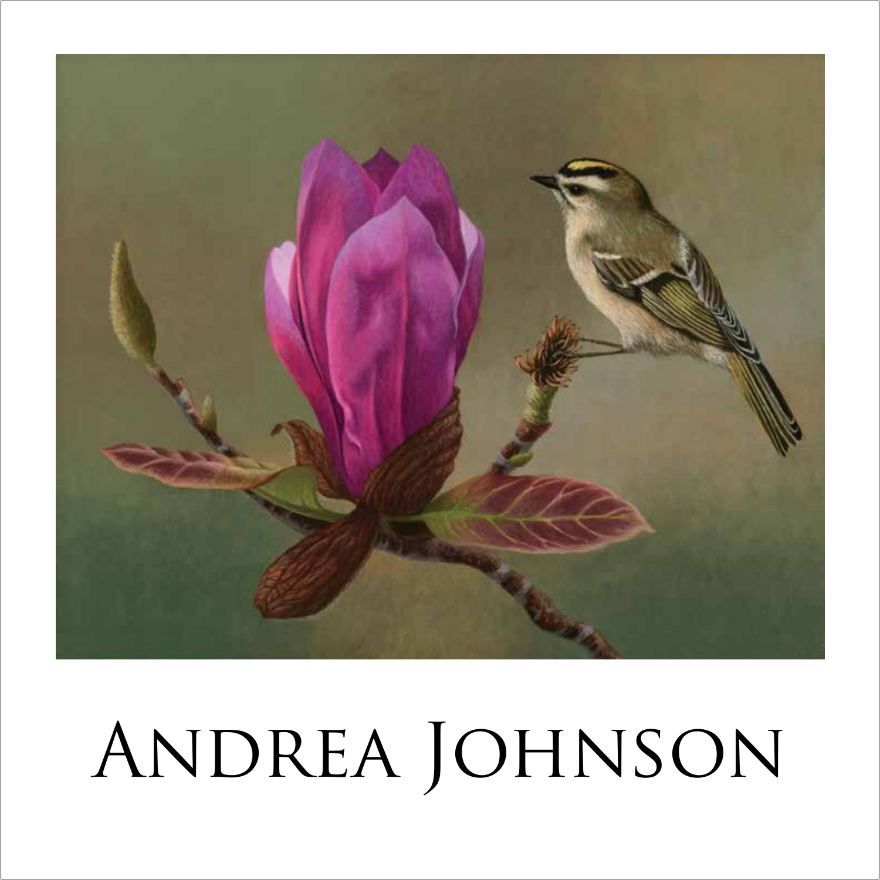# Andrea Johnson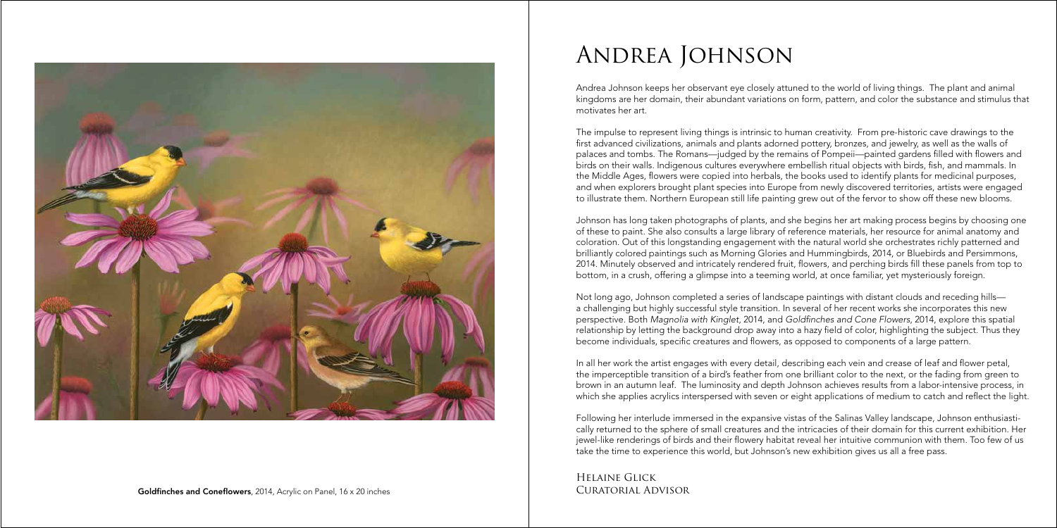# Andrea Johnson

Andrea Johnson keeps her observant eye closely attuned to the world of living things. The plant and animal kingdoms are her domain, their abundant variations on form, pattern, and color the substance and stimulus that motivates her art.

The impulse to represent living things is intrinsic to human creativity. From pre-historic cave drawings to the first advanced civilizations, animals and plants adorned pottery, bronzes, and jewelry, as well as the walls of palaces and tombs. The Romans—judged by the remains of Pompeii—painted gardens filled with flowers and birds on their walls. Indigenous cultures everywhere embellish ritual objects with birds, fish, and mammals. In the Middle Ages, flowers were copied into herbals, the books used to identify plants for medicinal purposes, and when explorers brought plant species into Europe from newly discovered territories, artists were engaged to illustrate them. Northern European still life painting grew out of the fervor to show off these new blooms.

Johnson has long taken photographs of plants, and she begins her art making process begins by choosing one of these to paint. She also consults a large library of reference materials, her resource for animal anatomy and coloration. Out of this longstanding engagement with the natural world she orchestrates richly patterned and brilliantly colored paintings such as Morning Glories and Hummingbirds, 2014, or Bluebirds and Persimmons, 2014. Minutely observed and intricately rendered fruit, flowers, and perching birds fill these panels from top to bottom, in a crush, offering a glimpse into a teeming world, at once familiar, yet mysteriously foreign.

Not long ago, Johnson completed a series of landscape paintings with distant clouds and receding hills—a challenging but highly successful style transition. In several of her recent works she incorporates this new perspective. Both *Magnolia with Kinglet*, 2014, and *Goldfinches and Cone Flowers*, 2014, explore this spatial relationship by letting the background drop away into a hazy field of color, highlighting the subject. Thus they become individuals, specific creatures and flowers, as opposed to components of a large pattern.

In all her work the artist engages with every detail, describing each vein and crease of leaf and flower petal, the imperceptible transition of a bird's feather from one brilliant color to the next, or the fading from green to brown in an autumn leaf. The luminosity and depth Johnson achieves results from a labor-intensive process, in which she applies acrylics interspersed with seven or eight applications of medium to catch and reflect the light.

Following her interlude immersed in the expansive vistas of the Salinas Valley landscape, Johnson enthusiastically returned to the sphere of small creatures and the intricacies of their domain for this current exhibition. Her jewel-like renderings of birds and their flowery habitat reveal her intuitive communion with them. Too few of us take the time to experience this world, but Johnson's new exhibition gives us all a free pass.

Helaine Glick
Curatorial Advisor

**Goldfinches and Coneflowers**, 2014, Acrylic on Panel, 16 x 20 inches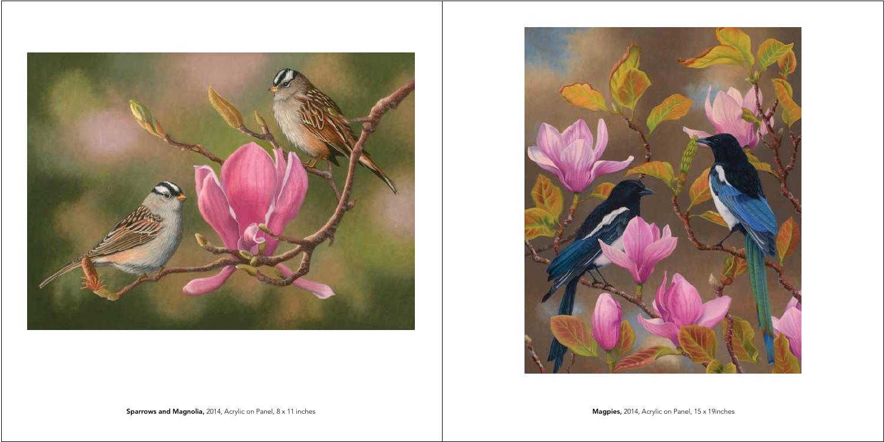**Sparrows and Magnolia,** 2014, Acrylic on Panel, 8 x 11 inches

**Magpies,** 2014, Acrylic on Panel, 15 x 19inches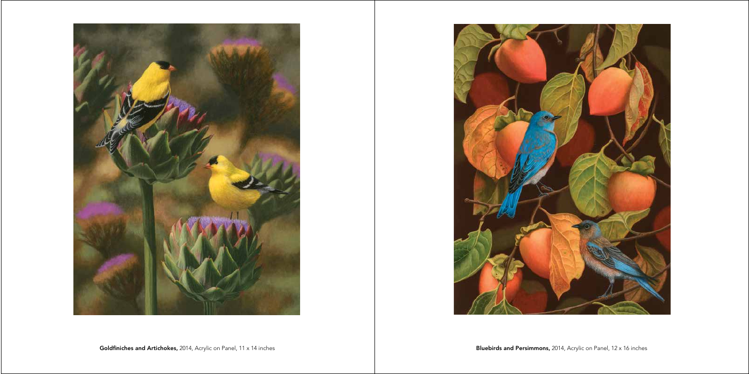**Goldfiniches and Artichokes,** 2014, Acrylic on Panel, 11 x 14 inches

**Bluebirds and Persimmons,** 2014, Acrylic on Panel, 12 x 16 inches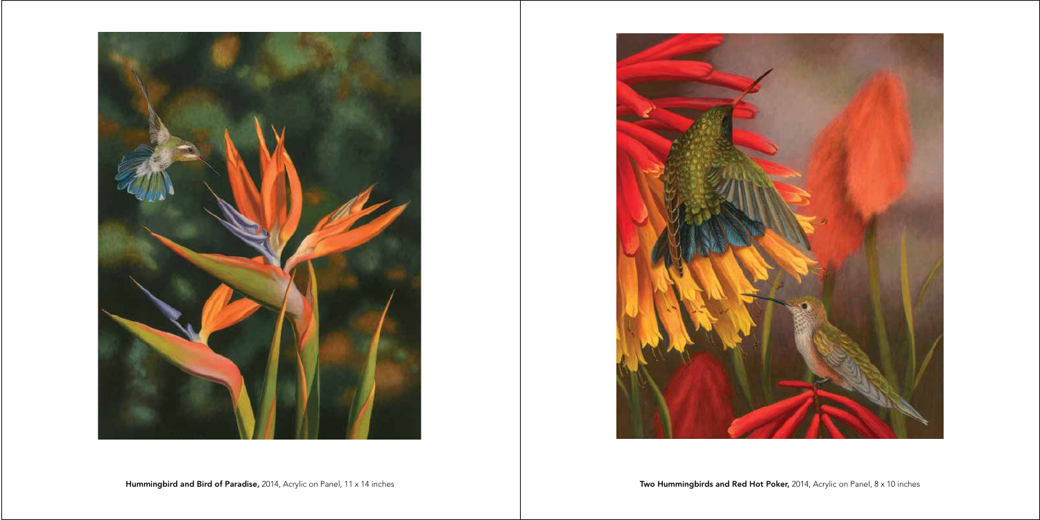**Hummingbird and Bird of Paradise,** 2014, Acrylic on Panel, 11 x 14 inches

**Two Hummingbirds and Red Hot Poker,** 2014, Acrylic on Panel, 8 x 10 inches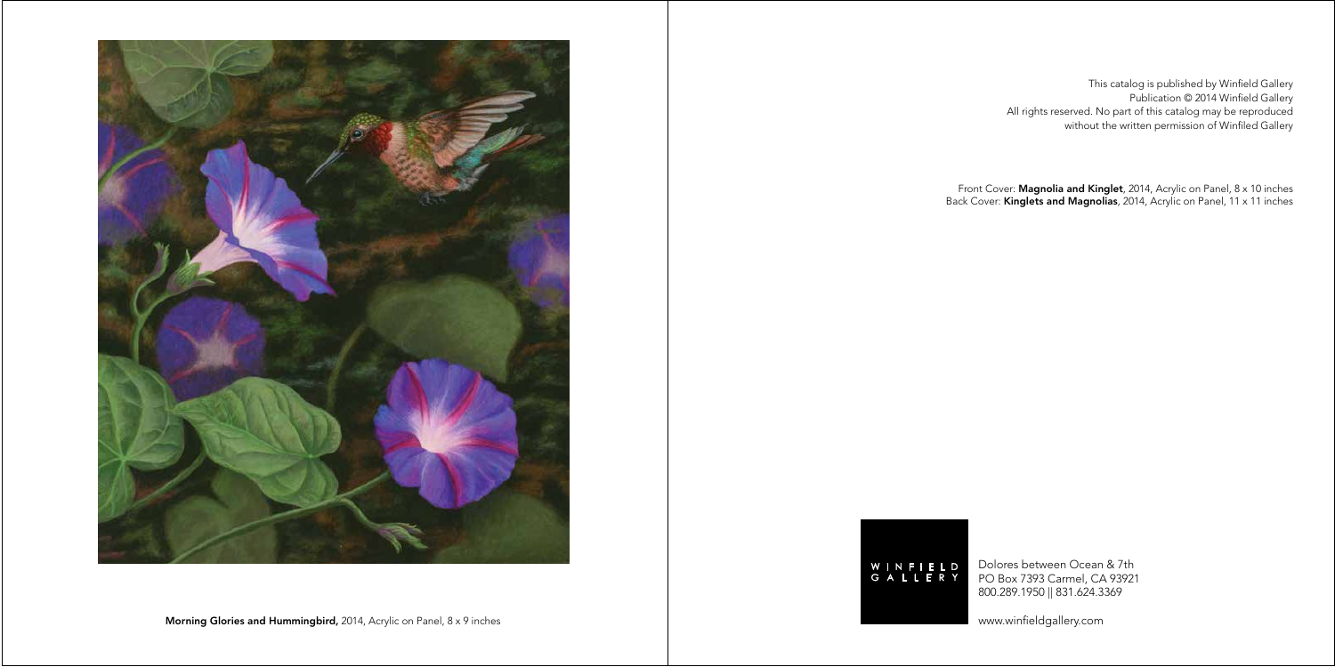**Morning Glories and Hummingbird,** 2014, Acrylic on Panel, 8 x 9 inches

This catalog is published by Winfield Gallery
Publication © 2014 Winfield Gallery
All rights reserved. No part of this catalog may be reproduced
without the written permission of Winfiled Gallery

Front Cover: **Magnolia and Kinglet**, 2014, Acrylic on Panel, 8 x 10 inches
Back Cover: **Kinglets and Magnolias**, 2014, Acrylic on Panel, 11 x 11 inches

WINFIELD GALLERY

Dolores between Ocean & 7th
PO Box 7393 Carmel, CA 93921
800.289.1950 || 831.624.3369

www.winfieldgallery.com